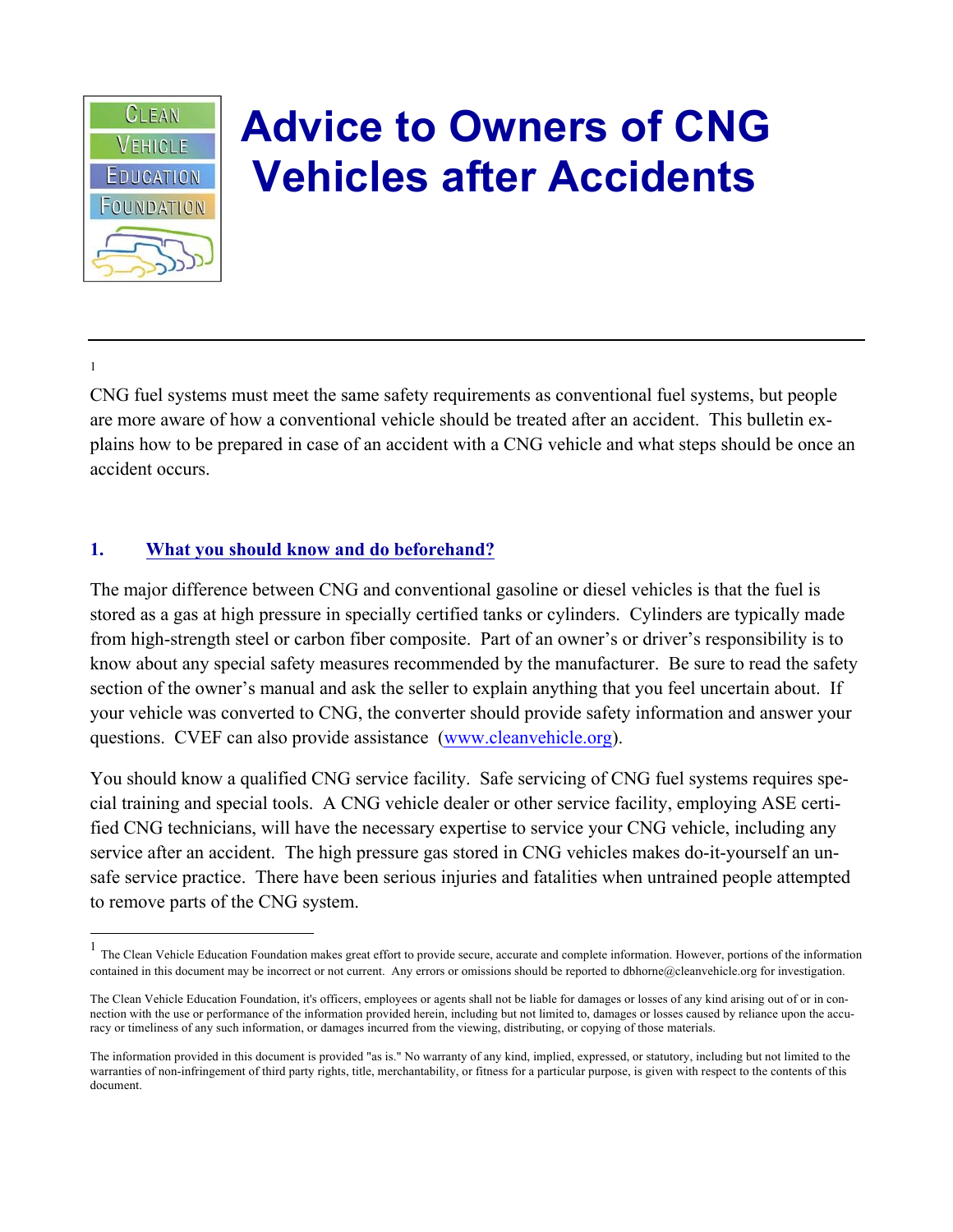# Advice to Owners of CNG Vehicles after Accidents

[1]

CNG fuel systems must meet the same safety requirements as conventional fuel systems, but people are more aware of how a conventional vehicle should be treated after an accident. This bulletin explains how to be prepared in case of an accident with a CNG vehicle and what steps should be once an accident occurs.

## 1. What you should know and do beforehand?

The major difference between CNG and conventional gasoline or diesel vehicles is that the fuel is stored as a gas at high pressure in specially certified tanks or cylinders. Cylinders are typically made from high-strength steel or carbon fiber composite. Part of an owner's or driver's responsibility is to know about any special safety measures recommended by the manufacturer. Be sure to read the safety section of the owner's manual and ask the seller to explain anything that you feel uncertain about. If your vehicle was converted to CNG, the converter should provide safety information and answer your questions. CVEF can also provide assistance (www.cleanvehicle.org).

You should know a qualified CNG service facility. Safe servicing of CNG fuel systems requires special training and special tools. A CNG vehicle dealer or other service facility, employing ASE certified CNG technicians, will have the necessary expertise to service your CNG vehicle, including any service after an accident. The high pressure gas stored in CNG vehicles makes do-it-yourself an unsafe service practice. There have been serious injuries and fatalities when untrained people attempted to remove parts of the CNG system.

---

[1] The Clean Vehicle Education Foundation makes great effort to provide secure, accurate and complete information. However, portions of the information contained in this document may be incorrect or not current. Any errors or omissions should be reported to dbhorne@cleanvehicle.org for investigation.

The Clean Vehicle Education Foundation, it's officers, employees or agents shall not be liable for damages or losses of any kind arising out of or in connection with the use or performance of the information provided herein, including but not limited to, damages or losses caused by reliance upon the accuracy or timeliness of any such information, or damages incurred from the viewing, distributing, or copying of those materials.

The information provided in this document is provided "as is." No warranty of any kind, implied, expressed, or statutory, including but not limited to the warranties of non-infringement of third party rights, title, merchantability, or fitness for a particular purpose, is given with respect to the contents of this document.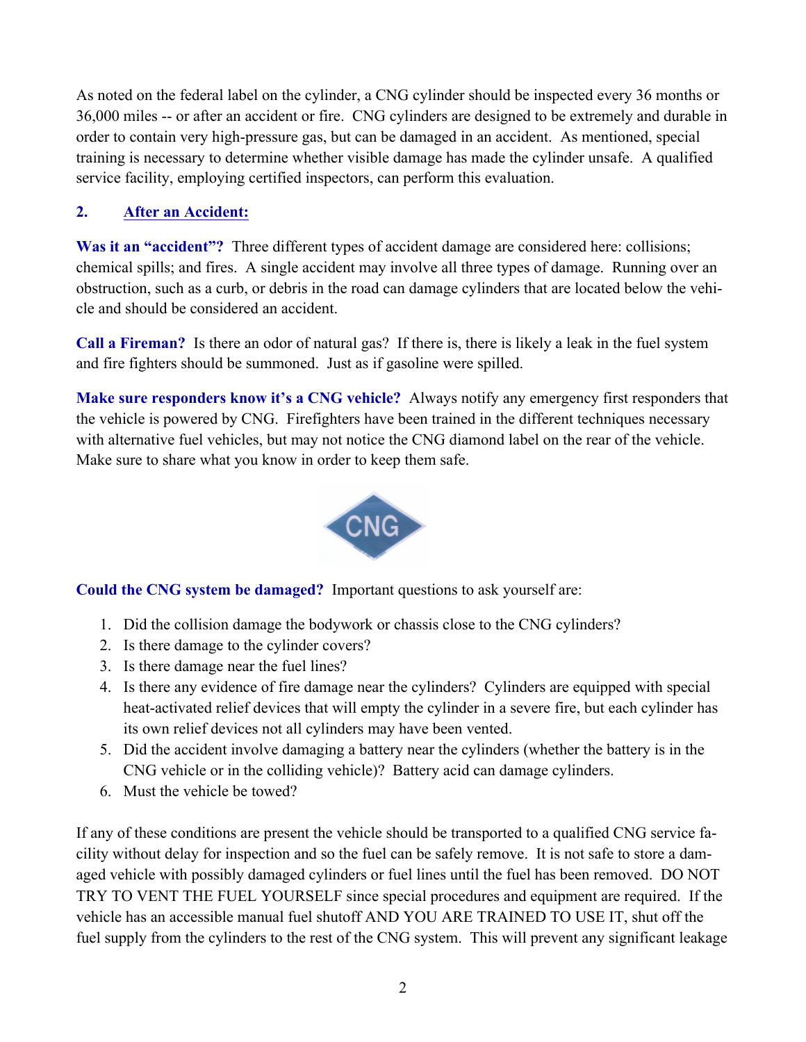As noted on the federal label on the cylinder, a CNG cylinder should be inspected every 36 months or 36,000 miles -- or after an accident or fire. CNG cylinders are designed to be extremely and durable in order to contain very high-pressure gas, but can be damaged in an accident. As mentioned, special training is necessary to determine whether visible damage has made the cylinder unsafe. A qualified service facility, employing certified inspectors, can perform this evaluation.

## 2. After an Accident:

**Was it an "accident"?** Three different types of accident damage are considered here: collisions; chemical spills; and fires. A single accident may involve all three types of damage. Running over an obstruction, such as a curb, or debris in the road can damage cylinders that are located below the vehicle and should be considered an accident.

**Call a Fireman?** Is there an odor of natural gas? If there is, there is likely a leak in the fuel system and fire fighters should be summoned. Just as if gasoline were spilled.

**Make sure responders know it's a CNG vehicle?** Always notify any emergency first responders that the vehicle is powered by CNG. Firefighters have been trained in the different techniques necessary with alternative fuel vehicles, but may not notice the CNG diamond label on the rear of the vehicle. Make sure to share what you know in order to keep them safe.

**Could the CNG system be damaged?** Important questions to ask yourself are:

1. Did the collision damage the bodywork or chassis close to the CNG cylinders?
2. Is there damage to the cylinder covers?
3. Is there damage near the fuel lines?
4. Is there any evidence of fire damage near the cylinders? Cylinders are equipped with special heat-activated relief devices that will empty the cylinder in a severe fire, but each cylinder has its own relief devices not all cylinders may have been vented.
5. Did the accident involve damaging a battery near the cylinders (whether the battery is in the CNG vehicle or in the colliding vehicle)? Battery acid can damage cylinders.
6. Must the vehicle be towed?

If any of these conditions are present the vehicle should be transported to a qualified CNG service facility without delay for inspection and so the fuel can be safely remove. It is not safe to store a damaged vehicle with possibly damaged cylinders or fuel lines until the fuel has been removed. DO NOT TRY TO VENT THE FUEL YOURSELF since special procedures and equipment are required. If the vehicle has an accessible manual fuel shutoff AND YOU ARE TRAINED TO USE IT, shut off the fuel supply from the cylinders to the rest of the CNG system. This will prevent any significant leakage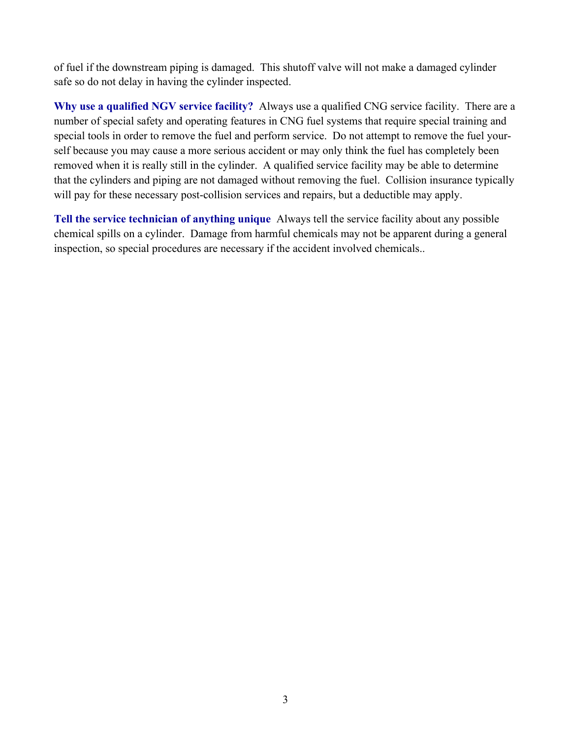of fuel if the downstream piping is damaged.  This shutoff valve will not make a damaged cylinder safe so do not delay in having the cylinder inspected.

**Why use a qualified NGV service facility?** Always use a qualified CNG service facility.  There are a number of special safety and operating features in CNG fuel systems that require special training and special tools in order to remove the fuel and perform service.  Do not attempt to remove the fuel yourself because you may cause a more serious accident or may only think the fuel has completely been removed when it is really still in the cylinder.  A qualified service facility may be able to determine that the cylinders and piping are not damaged without removing the fuel.  Collision insurance typically will pay for these necessary post-collision services and repairs, but a deductible may apply.

**Tell the service technician of anything unique** Always tell the service facility about any possible chemical spills on a cylinder.  Damage from harmful chemicals may not be apparent during a general inspection, so special procedures are necessary if the accident involved chemicals..